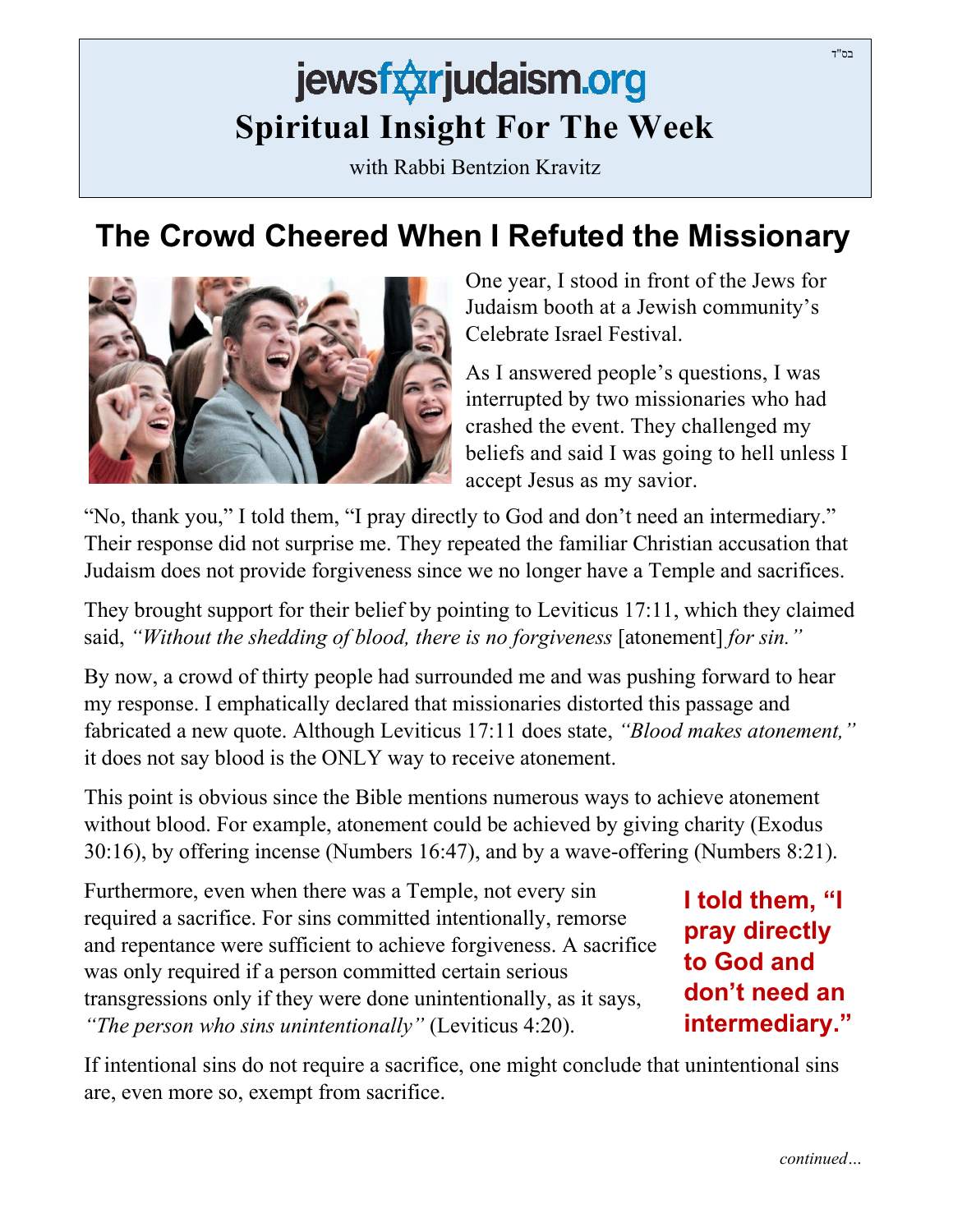בס"ד

# jewsforjudaism.org

## Spiritual Insight For The Week

with Rabbi Bentzion Kravitz

# The Crowd Cheered When I Refuted the Missionary

One year, I stood in front of the Jews for Judaism booth at a Jewish community's Celebrate Israel Festival.

As I answered people's questions, I was interrupted by two missionaries who had crashed the event. They challenged my beliefs and said I was going to hell unless I accept Jesus as my savior.

"No, thank you," I told them, "I pray directly to God and don't need an intermediary." Their response did not surprise me. They repeated the familiar Christian accusation that Judaism does not provide forgiveness since we no longer have a Temple and sacrifices.

They brought support for their belief by pointing to Leviticus 17:11, which they claimed said, *"Without the shedding of blood, there is no forgiveness* [atonement] *for sin."*

By now, a crowd of thirty people had surrounded me and was pushing forward to hear my response. I emphatically declared that missionaries distorted this passage and fabricated a new quote. Although Leviticus 17:11 does state, *"Blood makes atonement,"* it does not say blood is the ONLY way to receive atonement.

This point is obvious since the Bible mentions numerous ways to achieve atonement without blood. For example, atonement could be achieved by giving charity (Exodus 30:16), by offering incense (Numbers 16:47), and by a wave-offering (Numbers 8:21).

Furthermore, even when there was a Temple, not every sin required a sacrifice. For sins committed intentionally, remorse and repentance were sufficient to achieve forgiveness. A sacrifice was only required if a person committed certain serious transgressions only if they were done unintentionally, as it says, *"The person who sins unintentionally"* (Leviticus 4:20).

**I told them, "I pray directly to God and don't need an intermediary."**

If intentional sins do not require a sacrifice, one might conclude that unintentional sins are, even more so, exempt from sacrifice.

*continued…*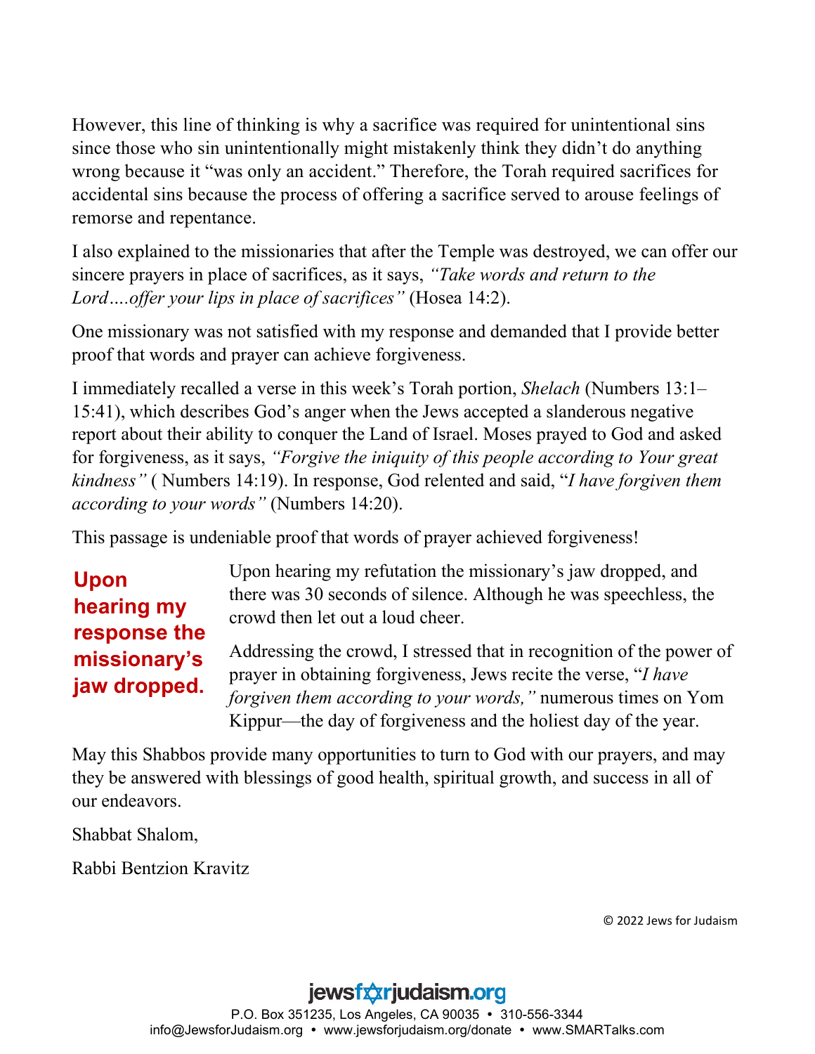However, this line of thinking is why a sacrifice was required for unintentional sins since those who sin unintentionally might mistakenly think they didn't do anything wrong because it "was only an accident." Therefore, the Torah required sacrifices for accidental sins because the process of offering a sacrifice served to arouse feelings of remorse and repentance.

I also explained to the missionaries that after the Temple was destroyed, we can offer our sincere prayers in place of sacrifices, as it says, *"Take words and return to the Lord….offer your lips in place of sacrifices"* (Hosea 14:2).

One missionary was not satisfied with my response and demanded that I provide better proof that words and prayer can achieve forgiveness.

I immediately recalled a verse in this week's Torah portion, *Shelach* (Numbers 13:1–15:41), which describes God's anger when the Jews accepted a slanderous negative report about their ability to conquer the Land of Israel. Moses prayed to God and asked for forgiveness, as it says, *"Forgive the iniquity of this people according to Your great kindness"* ( Numbers 14:19). In response, God relented and said, "*I have forgiven them according to your words"* (Numbers 14:20).

This passage is undeniable proof that words of prayer achieved forgiveness!

**Upon hearing my response the missionary's jaw dropped.**

Upon hearing my refutation the missionary's jaw dropped, and there was 30 seconds of silence. Although he was speechless, the crowd then let out a loud cheer.

Addressing the crowd, I stressed that in recognition of the power of prayer in obtaining forgiveness, Jews recite the verse, "*I have forgiven them according to your words,"* numerous times on Yom Kippur—the day of forgiveness and the holiest day of the year.

May this Shabbos provide many opportunities to turn to God with our prayers, and may they be answered with blessings of good health, spiritual growth, and success in all of our endeavors.

Shabbat Shalom,

Rabbi Bentzion Kravitz

© 2022 Jews for Judaism

jewsforjudaism.org

P.O. Box 351235, Los Angeles, CA 90035 • 310-556-3344
info@JewsforJudaism.org • www.jewsforjudaism.org/donate • www.SMARTalks.com